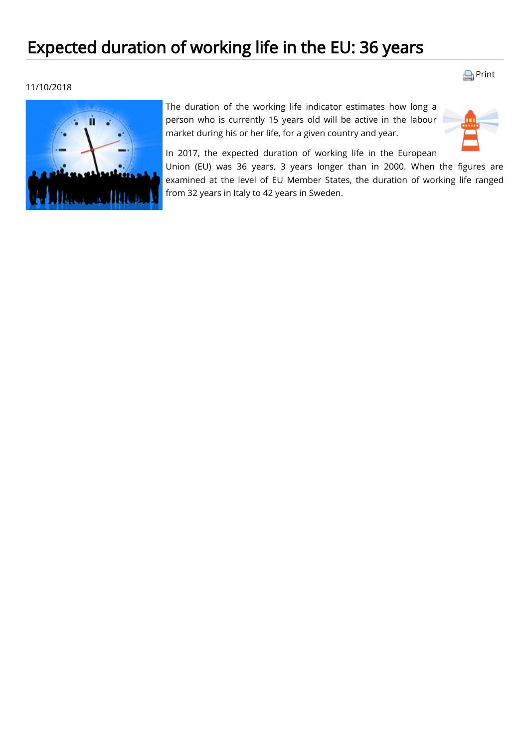# Expected duration of working life in the EU: 36 years

11/10/2018

The duration of the working life indicator estimates how long a person who is currently 15 years old will be active in the labour market during his or her life, for a given country and year.

In 2017, the expected duration of working life in the European Union (EU) was 36 years, 3 years longer than in 2000. When the figures are examined at the level of EU Member States, the duration of working life ranged from 32 years in Italy to 42 years in Sweden.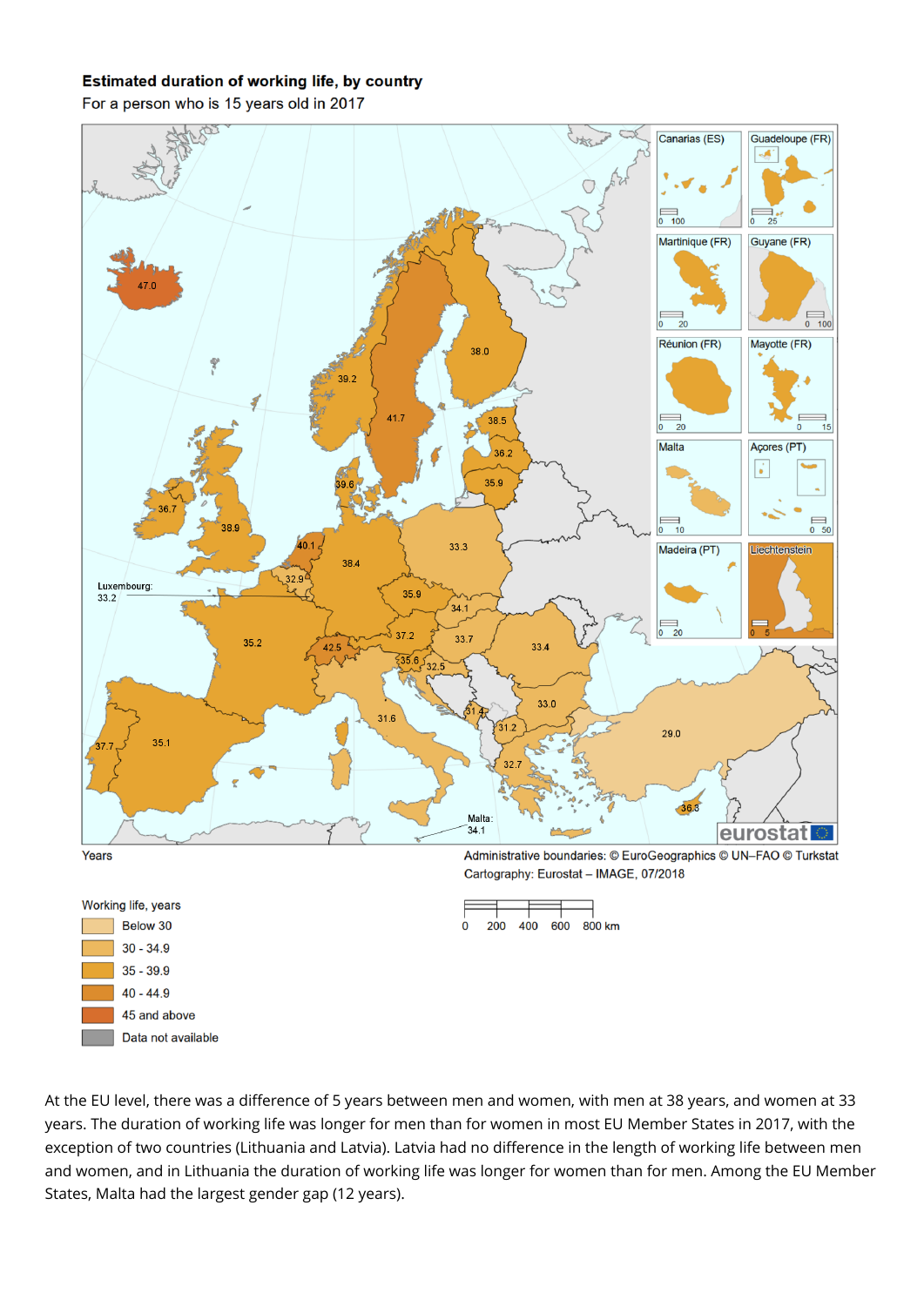**Estimated duration of working life, by country**

For a person who is 15 years old in 2017

Years

Administrative boundaries: © EuroGeographics © UN–FAO © Turkstat

Cartography: Eurostat – IMAGE, 07/2018

Working life, years

- Below 30
- 30 - 34.9
- 35 - 39.9
- 40 - 44.9
- 45 and above
- Data not available

At the EU level, there was a difference of 5 years between men and women, with men at 38 years, and women at 33 years. The duration of working life was longer for men than for women in most EU Member States in 2017, with the exception of two countries (Lithuania and Latvia). Latvia had no difference in the length of working life between men and women, and in Lithuania the duration of working life was longer for women than for men. Among the EU Member States, Malta had the largest gender gap (12 years).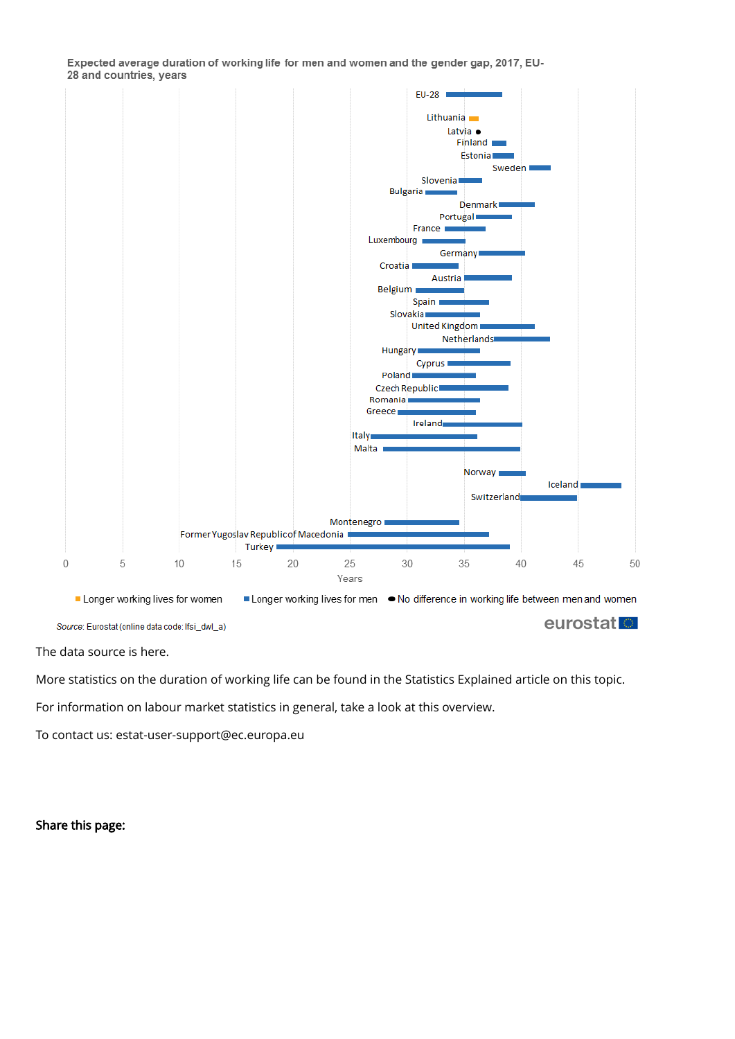Expected average duration of working life for men and women and the gender gap, 2017, EU-28 and countries, years

EU-28
Lithuania
Latvia
Finland
Estonia
Sweden
Slovenia
Bulgaria
Denmark
Portugal
France
Luxembourg
Germany
Croatia
Austria
Belgium
Spain
Slovakia
United Kingdom
Netherlands
Hungary
Cyprus
Poland
Czech Republic
Romania
Greece
Ireland
Italy
Malta
Norway
Iceland
Switzerland
Montenegro
Former Yugoslav Republic of Macedonia
Turkey

0 5 10 15 20 25 30 35 40 45 50

Years

Longer working lives for women
Longer working lives for men
No difference in working life between men and women

*Source*: Eurostat (online data code: lfsi_dwl_a)

eurostat

The data source is here.

More statistics on the duration of working life can be found in the Statistics Explained article on this topic.

For information on labour market statistics in general, take a look at this overview.

To contact us: estat-user-support@ec.europa.eu

**Share this page:**